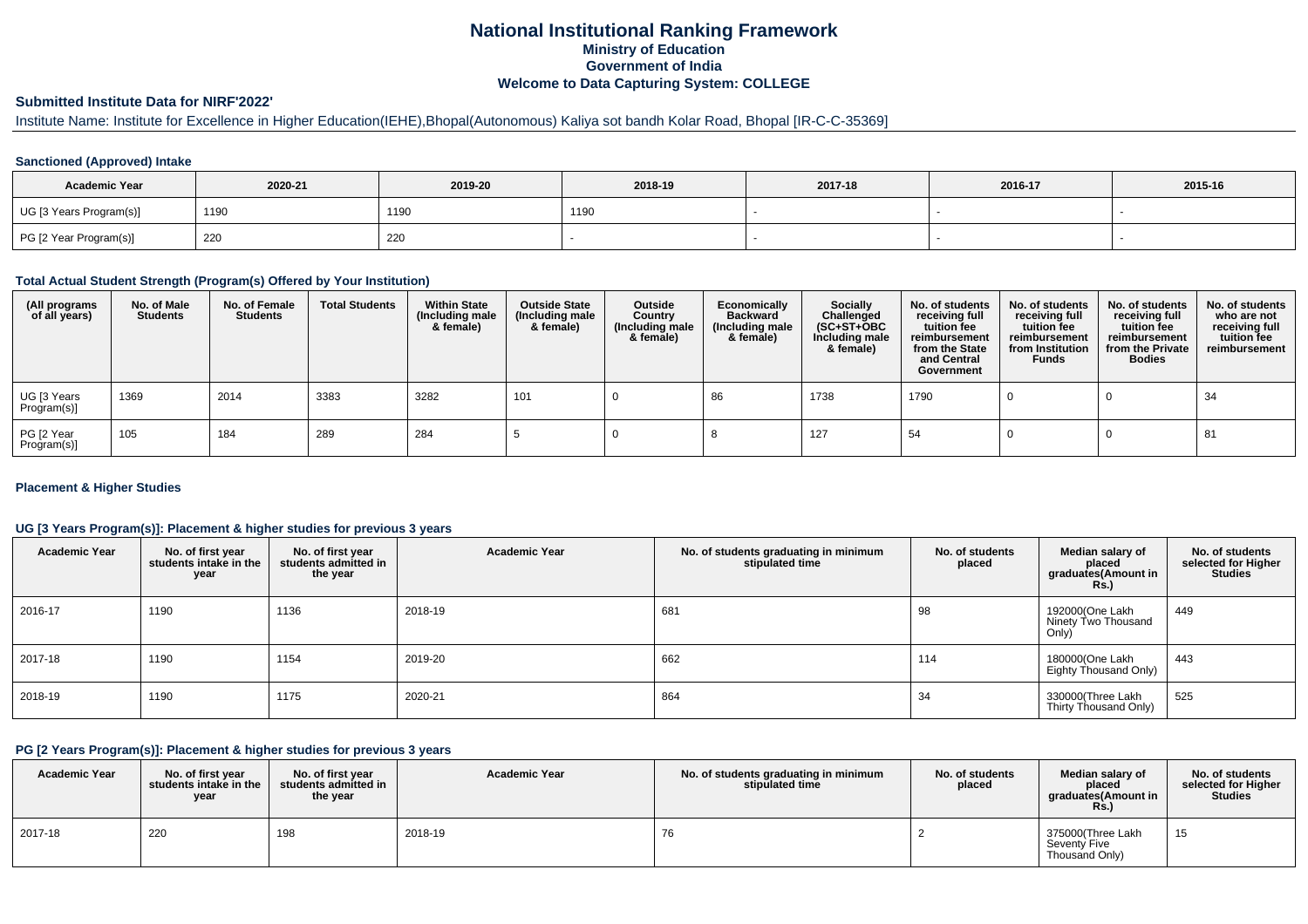# National Institutional Ranking Framework
## Ministry of Education
## Government of India
## Welcome to Data Capturing System: COLLEGE

### Submitted Institute Data for NIRF'2022'

Institute Name: Institute for Excellence in Higher Education(IEHE),Bhopal(Autonomous) Kaliya sot bandh Kolar Road, Bhopal [IR-C-C-35369]

#### Sanctioned (Approved) Intake

| Academic Year | 2020-21 | 2019-20 | 2018-19 | 2017-18 | 2016-17 | 2015-16 |
|---|---|---|---|---|---|---|
| UG [3 Years Program(s)] | 1190 | 1190 | 1190 | - | - | - |
| PG [2 Year Program(s)] | 220 | 220 | - | - | - | - |

#### Total Actual Student Strength (Program(s) Offered by Your Institution)

| (All programs of all years) | No. of Male Students | No. of Female Students | Total Students | Within State (Including male & female) | Outside State (Including male & female) | Outside Country (Including male & female) | Economically Backward (Including male & female) | Socially Challenged (SC+ST+OBC Including male & female) | No. of students receiving full tuition fee reimbursement from the State and Central Government | No. of students receiving full tuition fee reimbursement from Institution Funds | No. of students receiving full tuition fee reimbursement from the Private Bodies | No. of students who are not receiving full tuition fee reimbursement |
|---|---|---|---|---|---|---|---|---|---|---|---|---|
| UG [3 Years Program(s)] | 1369 | 2014 | 3383 | 3282 | 101 | 0 | 86 | 1738 | 1790 | 0 | 0 | 34 |
| PG [2 Year Program(s)] | 105 | 184 | 289 | 284 | 5 | 0 | 8 | 127 | 54 | 0 | 0 | 81 |

#### Placement & Higher Studies

#### UG [3 Years Program(s)]: Placement & higher studies for previous 3 years

| Academic Year | No. of first year students intake in the year | No. of first year students admitted in the year | Academic Year | No. of students graduating in minimum stipulated time | No. of students placed | Median salary of placed graduates(Amount in Rs.) | No. of students selected for Higher Studies |
|---|---|---|---|---|---|---|---|
| 2016-17 | 1190 | 1136 | 2018-19 | 681 | 98 | 192000(One Lakh Ninety Two Thousand Only) | 449 |
| 2017-18 | 1190 | 1154 | 2019-20 | 662 | 114 | 180000(One Lakh Eighty Thousand Only) | 443 |
| 2018-19 | 1190 | 1175 | 2020-21 | 864 | 34 | 330000(Three Lakh Thirty Thousand Only) | 525 |

#### PG [2 Years Program(s)]: Placement & higher studies for previous 3 years

| Academic Year | No. of first year students intake in the year | No. of first year students admitted in the year | Academic Year | No. of students graduating in minimum stipulated time | No. of students placed | Median salary of placed graduates(Amount in Rs.) | No. of students selected for Higher Studies |
|---|---|---|---|---|---|---|---|
| 2017-18 | 220 | 198 | 2018-19 | 76 | 2 | 375000(Three Lakh Seventy Five Thousand Only) | 15 |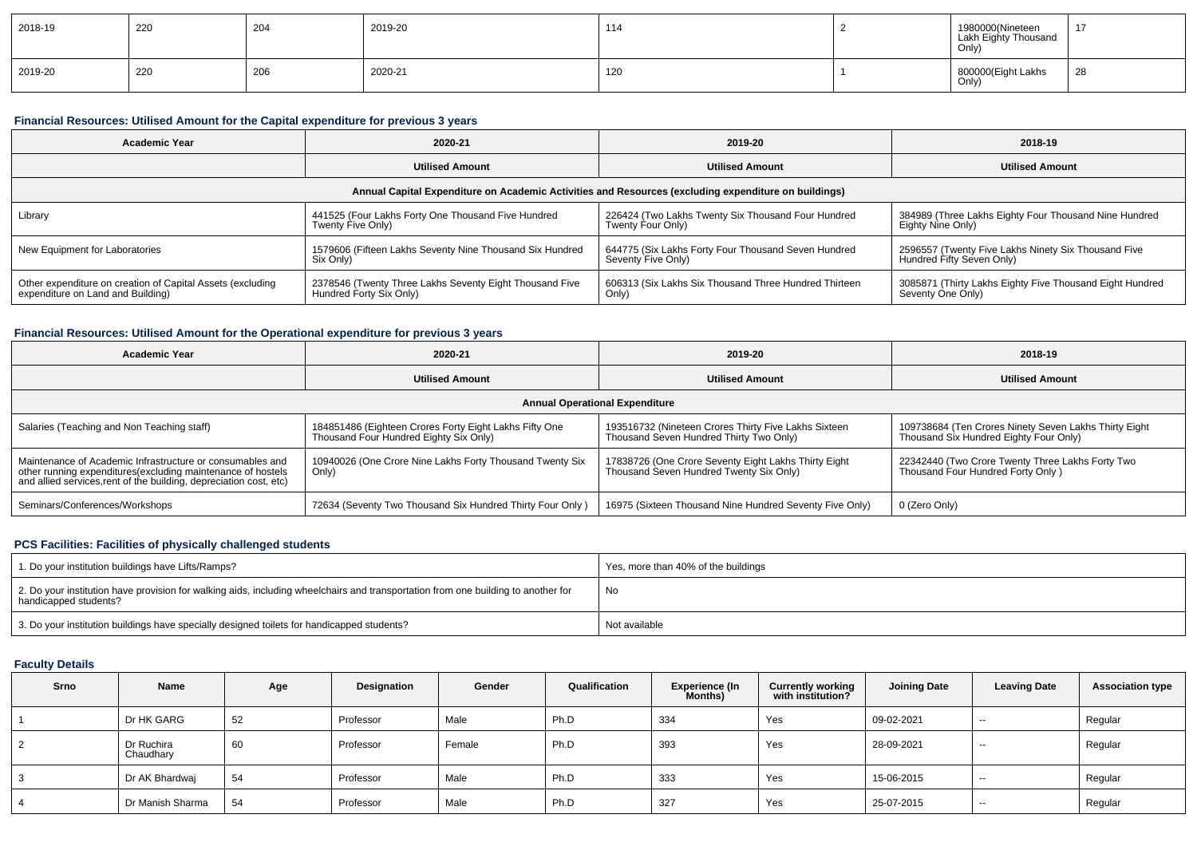| 2018-19 | 220 | 204 | 2019-20 | 114 | 2 | 1980000(Nineteen Lakh Eighty Thousand Only) | 17 |
|---|---|---|---|---|---|---|---|
| 2019-20 | 220 | 206 | 2020-21 | 120 | 1 | 800000(Eight Lakhs Only) | 28 |

### Financial Resources: Utilised Amount for the Capital expenditure for previous 3 years

| Academic Year | 2020-21 | 2019-20 | 2018-19 |
|---|---|---|---|
| | Utilised Amount | Utilised Amount | Utilised Amount |
| Annual Capital Expenditure on Academic Activities and Resources (excluding expenditure on buildings) | | | |
| Library | 441525 (Four Lakhs Forty One Thousand Five Hundred Twenty Five Only) | 226424 (Two Lakhs Twenty Six Thousand Four Hundred Twenty Four Only) | 384989 (Three Lakhs Eighty Four Thousand Nine Hundred Eighty Nine Only) |
| New Equipment for Laboratories | 1579606 (Fifteen Lakhs Seventy Nine Thousand Six Hundred Six Only) | 644775 (Six Lakhs Forty Four Thousand Seven Hundred Seventy Five Only) | 2596557 (Twenty Five Lakhs Ninety Six Thousand Five Hundred Fifty Seven Only) |
| Other expenditure on creation of Capital Assets (excluding expenditure on Land and Building) | 2378546 (Twenty Three Lakhs Seventy Eight Thousand Five Hundred Forty Six Only) | 606313 (Six Lakhs Six Thousand Three Hundred Thirteen Only) | 3085871 (Thirty Lakhs Eighty Five Thousand Eight Hundred Seventy One Only) |

### Financial Resources: Utilised Amount for the Operational expenditure for previous 3 years

| Academic Year | 2020-21 | 2019-20 | 2018-19 |
|---|---|---|---|
| | Utilised Amount | Utilised Amount | Utilised Amount |
| Annual Operational Expenditure | | | |
| Salaries (Teaching and Non Teaching staff) | 184851486 (Eighteen Crores Forty Eight Lakhs Fifty One Thousand Four Hundred Eighty Six Only) | 193516732 (Nineteen Crores Thirty Five Lakhs Sixteen Thousand Seven Hundred Thirty Two Only) | 109738684 (Ten Crores Ninety Seven Lakhs Thirty Eight Thousand Six Hundred Eighty Four Only) |
| Maintenance of Academic Infrastructure or consumables and other running expenditures(excluding maintenance of hostels and allied services,rent of the building, depreciation cost, etc) | 10940026 (One Crore Nine Lakhs Forty Thousand Twenty Six Only) | 17838726 (One Crore Seventy Eight Lakhs Thirty Eight Thousand Seven Hundred Twenty Six Only) | 22342440 (Two Crore Twenty Three Lakhs Forty Two Thousand Four Hundred Forty Only ) |
| Seminars/Conferences/Workshops | 72634 (Seventy Two Thousand Six Hundred Thirty Four Only ) | 16975 (Sixteen Thousand Nine Hundred Seventy Five Only) | 0 (Zero Only) |

### PCS Facilities: Facilities of physically challenged students

| | |
|---|---|
| 1. Do your institution buildings have Lifts/Ramps? | Yes, more than 40% of the buildings |
| 2. Do your institution have provision for walking aids, including wheelchairs and transportation from one building to another for handicapped students? | No |
| 3. Do your institution buildings have specially designed toilets for handicapped students? | Not available |

### Faculty Details

| Srno | Name | Age | Designation | Gender | Qualification | Experience (In Months) | Currently working with institution? | Joining Date | Leaving Date | Association type |
|---|---|---|---|---|---|---|---|---|---|---|
| 1 | Dr HK GARG | 52 | Professor | Male | Ph.D | 334 | Yes | 09-02-2021 | -- | Regular |
| 2 | Dr Ruchira Chaudhary | 60 | Professor | Female | Ph.D | 393 | Yes | 28-09-2021 | -- | Regular |
| 3 | Dr AK Bhardwaj | 54 | Professor | Male | Ph.D | 333 | Yes | 15-06-2015 | -- | Regular |
| 4 | Dr Manish Sharma | 54 | Professor | Male | Ph.D | 327 | Yes | 25-07-2015 | -- | Regular |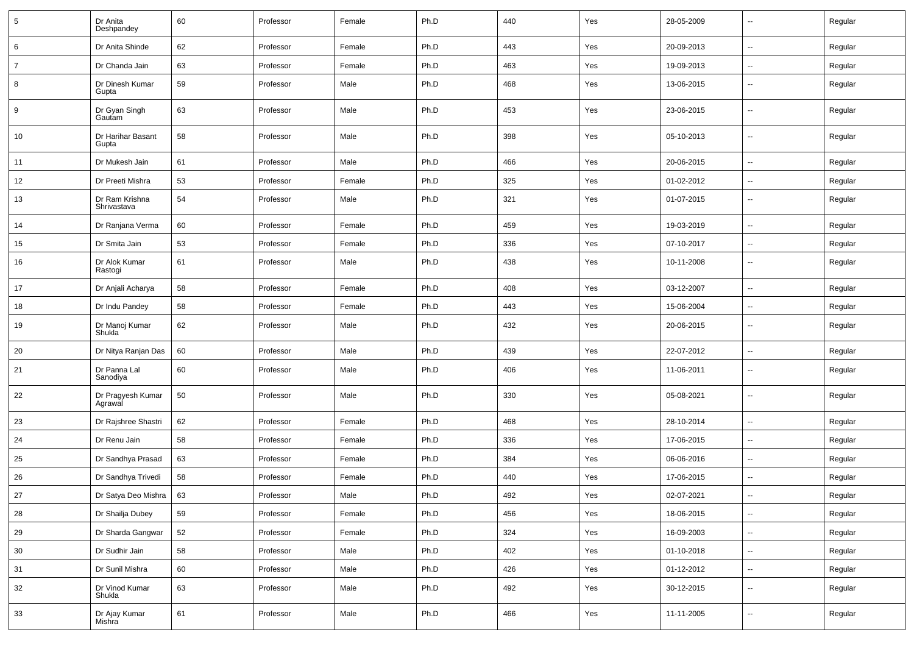| 5 | Dr Anita Deshpandey | 60 | Professor | Female | Ph.D | 440 | Yes | 28-05-2009 | -- | Regular |
|---|---|---|---|---|---|---|---|---|---|---|
| 6 | Dr Anita Shinde | 62 | Professor | Female | Ph.D | 443 | Yes | 20-09-2013 | -- | Regular |
| 7 | Dr Chanda Jain | 63 | Professor | Female | Ph.D | 463 | Yes | 19-09-2013 | -- | Regular |
| 8 | Dr Dinesh Kumar Gupta | 59 | Professor | Male | Ph.D | 468 | Yes | 13-06-2015 | -- | Regular |
| 9 | Dr Gyan Singh Gautam | 63 | Professor | Male | Ph.D | 453 | Yes | 23-06-2015 | -- | Regular |
| 10 | Dr Harihar Basant Gupta | 58 | Professor | Male | Ph.D | 398 | Yes | 05-10-2013 | -- | Regular |
| 11 | Dr Mukesh Jain | 61 | Professor | Male | Ph.D | 466 | Yes | 20-06-2015 | -- | Regular |
| 12 | Dr Preeti Mishra | 53 | Professor | Female | Ph.D | 325 | Yes | 01-02-2012 | -- | Regular |
| 13 | Dr Ram Krishna Shrivastava | 54 | Professor | Male | Ph.D | 321 | Yes | 01-07-2015 | -- | Regular |
| 14 | Dr Ranjana Verma | 60 | Professor | Female | Ph.D | 459 | Yes | 19-03-2019 | -- | Regular |
| 15 | Dr Smita Jain | 53 | Professor | Female | Ph.D | 336 | Yes | 07-10-2017 | -- | Regular |
| 16 | Dr Alok Kumar Rastogi | 61 | Professor | Male | Ph.D | 438 | Yes | 10-11-2008 | -- | Regular |
| 17 | Dr Anjali Acharya | 58 | Professor | Female | Ph.D | 408 | Yes | 03-12-2007 | -- | Regular |
| 18 | Dr Indu Pandey | 58 | Professor | Female | Ph.D | 443 | Yes | 15-06-2004 | -- | Regular |
| 19 | Dr Manoj Kumar Shukla | 62 | Professor | Male | Ph.D | 432 | Yes | 20-06-2015 | -- | Regular |
| 20 | Dr Nitya Ranjan Das | 60 | Professor | Male | Ph.D | 439 | Yes | 22-07-2012 | -- | Regular |
| 21 | Dr Panna Lal Sanodiya | 60 | Professor | Male | Ph.D | 406 | Yes | 11-06-2011 | -- | Regular |
| 22 | Dr Pragyesh Kumar Agrawal | 50 | Professor | Male | Ph.D | 330 | Yes | 05-08-2021 | -- | Regular |
| 23 | Dr Rajshree Shastri | 62 | Professor | Female | Ph.D | 468 | Yes | 28-10-2014 | -- | Regular |
| 24 | Dr Renu Jain | 58 | Professor | Female | Ph.D | 336 | Yes | 17-06-2015 | -- | Regular |
| 25 | Dr Sandhya Prasad | 63 | Professor | Female | Ph.D | 384 | Yes | 06-06-2016 | -- | Regular |
| 26 | Dr Sandhya Trivedi | 58 | Professor | Female | Ph.D | 440 | Yes | 17-06-2015 | -- | Regular |
| 27 | Dr Satya Deo Mishra | 63 | Professor | Male | Ph.D | 492 | Yes | 02-07-2021 | -- | Regular |
| 28 | Dr Shailja Dubey | 59 | Professor | Female | Ph.D | 456 | Yes | 18-06-2015 | -- | Regular |
| 29 | Dr Sharda Gangwar | 52 | Professor | Female | Ph.D | 324 | Yes | 16-09-2003 | -- | Regular |
| 30 | Dr Sudhir Jain | 58 | Professor | Male | Ph.D | 402 | Yes | 01-10-2018 | -- | Regular |
| 31 | Dr Sunil Mishra | 60 | Professor | Male | Ph.D | 426 | Yes | 01-12-2012 | -- | Regular |
| 32 | Dr Vinod Kumar Shukla | 63 | Professor | Male | Ph.D | 492 | Yes | 30-12-2015 | -- | Regular |
| 33 | Dr Ajay Kumar Mishra | 61 | Professor | Male | Ph.D | 466 | Yes | 11-11-2005 | -- | Regular |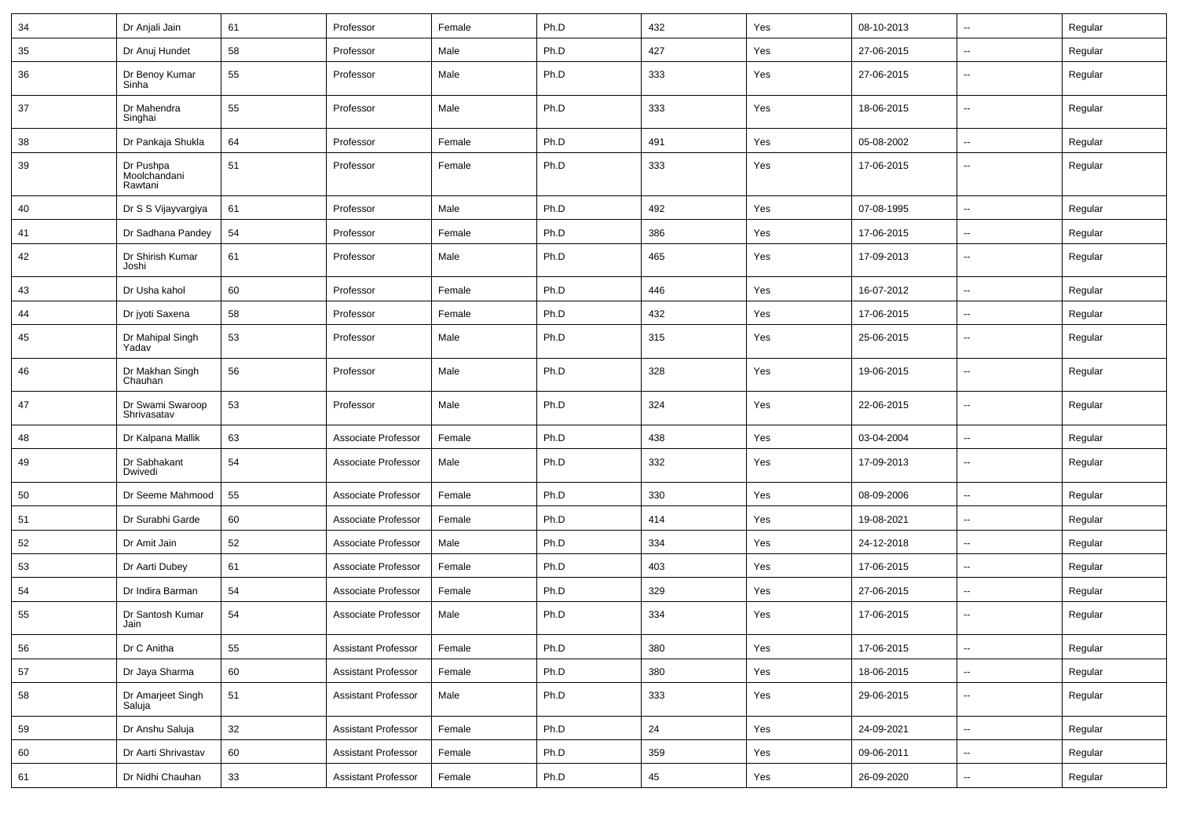| 34 | Dr Anjali Jain | 61 | Professor | Female | Ph.D | 432 | Yes | 08-10-2013 | -- | Regular |
|---|---|---|---|---|---|---|---|---|---|---|
| 35 | Dr Anuj Hundet | 58 | Professor | Male | Ph.D | 427 | Yes | 27-06-2015 | -- | Regular |
| 36 | Dr Benoy Kumar Sinha | 55 | Professor | Male | Ph.D | 333 | Yes | 27-06-2015 | -- | Regular |
| 37 | Dr Mahendra Singhai | 55 | Professor | Male | Ph.D | 333 | Yes | 18-06-2015 | -- | Regular |
| 38 | Dr Pankaja Shukla | 64 | Professor | Female | Ph.D | 491 | Yes | 05-08-2002 | -- | Regular |
| 39 | Dr Pushpa Moolchandani Rawtani | 51 | Professor | Female | Ph.D | 333 | Yes | 17-06-2015 | -- | Regular |
| 40 | Dr S S Vijayvargiya | 61 | Professor | Male | Ph.D | 492 | Yes | 07-08-1995 | -- | Regular |
| 41 | Dr Sadhana Pandey | 54 | Professor | Female | Ph.D | 386 | Yes | 17-06-2015 | -- | Regular |
| 42 | Dr Shirish Kumar Joshi | 61 | Professor | Male | Ph.D | 465 | Yes | 17-09-2013 | -- | Regular |
| 43 | Dr Usha kahol | 60 | Professor | Female | Ph.D | 446 | Yes | 16-07-2012 | -- | Regular |
| 44 | Dr jyoti Saxena | 58 | Professor | Female | Ph.D | 432 | Yes | 17-06-2015 | -- | Regular |
| 45 | Dr Mahipal Singh Yadav | 53 | Professor | Male | Ph.D | 315 | Yes | 25-06-2015 | -- | Regular |
| 46 | Dr Makhan Singh Chauhan | 56 | Professor | Male | Ph.D | 328 | Yes | 19-06-2015 | -- | Regular |
| 47 | Dr Swami Swaroop Shrivasatav | 53 | Professor | Male | Ph.D | 324 | Yes | 22-06-2015 | -- | Regular |
| 48 | Dr Kalpana Mallik | 63 | Associate Professor | Female | Ph.D | 438 | Yes | 03-04-2004 | -- | Regular |
| 49 | Dr Sabhakant Dwivedi | 54 | Associate Professor | Male | Ph.D | 332 | Yes | 17-09-2013 | -- | Regular |
| 50 | Dr Seeme Mahmood | 55 | Associate Professor | Female | Ph.D | 330 | Yes | 08-09-2006 | -- | Regular |
| 51 | Dr Surabhi Garde | 60 | Associate Professor | Female | Ph.D | 414 | Yes | 19-08-2021 | -- | Regular |
| 52 | Dr Amit Jain | 52 | Associate Professor | Male | Ph.D | 334 | Yes | 24-12-2018 | -- | Regular |
| 53 | Dr Aarti Dubey | 61 | Associate Professor | Female | Ph.D | 403 | Yes | 17-06-2015 | -- | Regular |
| 54 | Dr Indira Barman | 54 | Associate Professor | Female | Ph.D | 329 | Yes | 27-06-2015 | -- | Regular |
| 55 | Dr Santosh Kumar Jain | 54 | Associate Professor | Male | Ph.D | 334 | Yes | 17-06-2015 | -- | Regular |
| 56 | Dr C Anitha | 55 | Assistant Professor | Female | Ph.D | 380 | Yes | 17-06-2015 | -- | Regular |
| 57 | Dr Jaya Sharma | 60 | Assistant Professor | Female | Ph.D | 380 | Yes | 18-06-2015 | -- | Regular |
| 58 | Dr Amarjeet Singh Saluja | 51 | Assistant Professor | Male | Ph.D | 333 | Yes | 29-06-2015 | -- | Regular |
| 59 | Dr Anshu Saluja | 32 | Assistant Professor | Female | Ph.D | 24 | Yes | 24-09-2021 | -- | Regular |
| 60 | Dr Aarti Shrivastav | 60 | Assistant Professor | Female | Ph.D | 359 | Yes | 09-06-2011 | -- | Regular |
| 61 | Dr Nidhi Chauhan | 33 | Assistant Professor | Female | Ph.D | 45 | Yes | 26-09-2020 | -- | Regular |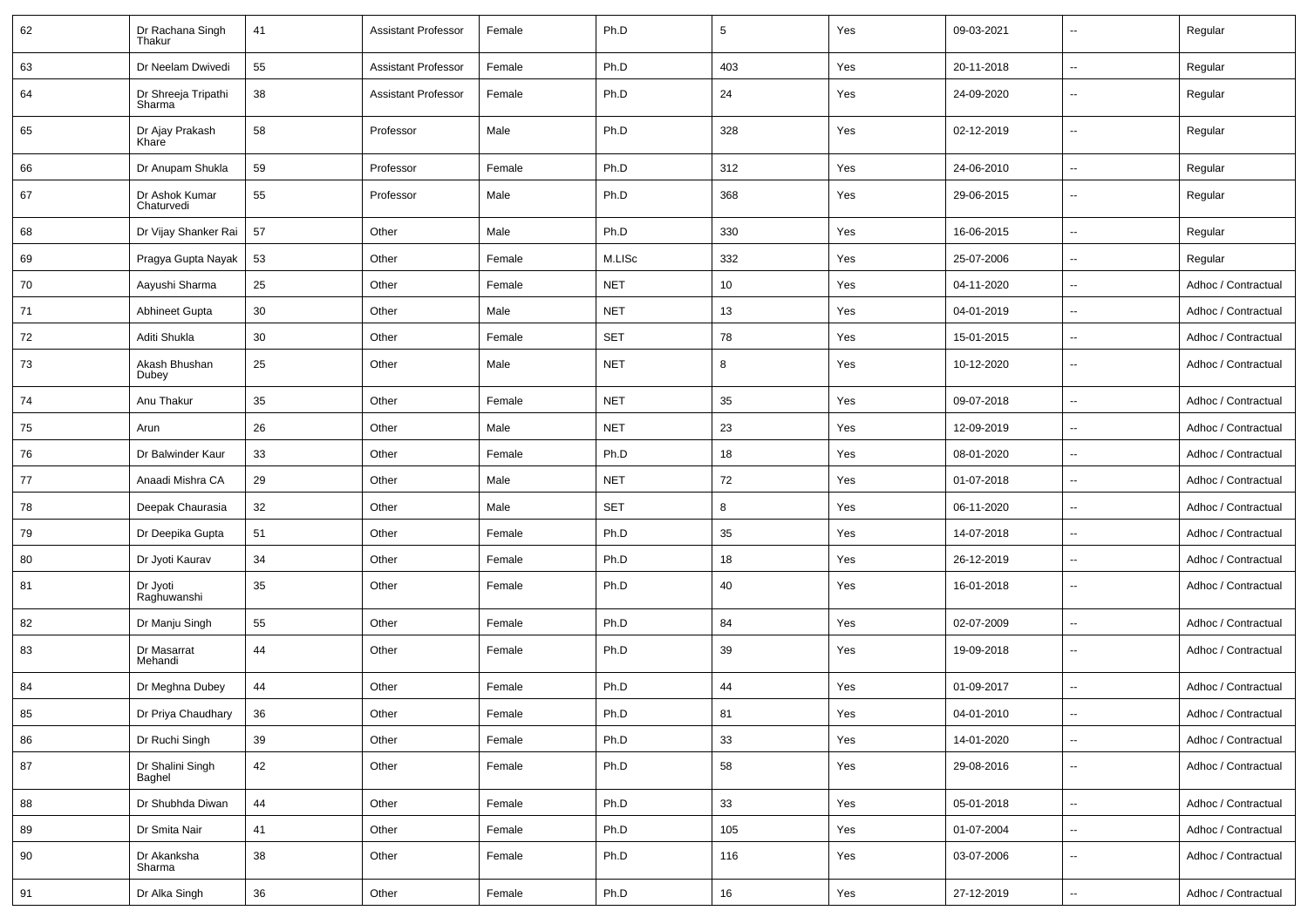| 62 | Dr Rachana Singh Thakur | 41 | Assistant Professor | Female | Ph.D | 5 | Yes | 09-03-2021 | -- | Regular |
|---|---|---|---|---|---|---|---|---|---|---|
| 63 | Dr Neelam Dwivedi | 55 | Assistant Professor | Female | Ph.D | 403 | Yes | 20-11-2018 | -- | Regular |
| 64 | Dr Shreeja Tripathi Sharma | 38 | Assistant Professor | Female | Ph.D | 24 | Yes | 24-09-2020 | -- | Regular |
| 65 | Dr Ajay Prakash Khare | 58 | Professor | Male | Ph.D | 328 | Yes | 02-12-2019 | -- | Regular |
| 66 | Dr Anupam Shukla | 59 | Professor | Female | Ph.D | 312 | Yes | 24-06-2010 | -- | Regular |
| 67 | Dr Ashok Kumar Chaturvedi | 55 | Professor | Male | Ph.D | 368 | Yes | 29-06-2015 | -- | Regular |
| 68 | Dr Vijay Shanker Rai | 57 | Other | Male | Ph.D | 330 | Yes | 16-06-2015 | -- | Regular |
| 69 | Pragya Gupta Nayak | 53 | Other | Female | M.LISc | 332 | Yes | 25-07-2006 | -- | Regular |
| 70 | Aayushi Sharma | 25 | Other | Female | NET | 10 | Yes | 04-11-2020 | -- | Adhoc / Contractual |
| 71 | Abhineet Gupta | 30 | Other | Male | NET | 13 | Yes | 04-01-2019 | -- | Adhoc / Contractual |
| 72 | Aditi Shukla | 30 | Other | Female | SET | 78 | Yes | 15-01-2015 | -- | Adhoc / Contractual |
| 73 | Akash Bhushan Dubey | 25 | Other | Male | NET | 8 | Yes | 10-12-2020 | -- | Adhoc / Contractual |
| 74 | Anu Thakur | 35 | Other | Female | NET | 35 | Yes | 09-07-2018 | -- | Adhoc / Contractual |
| 75 | Arun | 26 | Other | Male | NET | 23 | Yes | 12-09-2019 | -- | Adhoc / Contractual |
| 76 | Dr Balwinder Kaur | 33 | Other | Female | Ph.D | 18 | Yes | 08-01-2020 | -- | Adhoc / Contractual |
| 77 | Anaadi Mishra CA | 29 | Other | Male | NET | 72 | Yes | 01-07-2018 | -- | Adhoc / Contractual |
| 78 | Deepak Chaurasia | 32 | Other | Male | SET | 8 | Yes | 06-11-2020 | -- | Adhoc / Contractual |
| 79 | Dr Deepika Gupta | 51 | Other | Female | Ph.D | 35 | Yes | 14-07-2018 | -- | Adhoc / Contractual |
| 80 | Dr Jyoti Kaurav | 34 | Other | Female | Ph.D | 18 | Yes | 26-12-2019 | -- | Adhoc / Contractual |
| 81 | Dr Jyoti Raghuwanshi | 35 | Other | Female | Ph.D | 40 | Yes | 16-01-2018 | -- | Adhoc / Contractual |
| 82 | Dr Manju Singh | 55 | Other | Female | Ph.D | 84 | Yes | 02-07-2009 | -- | Adhoc / Contractual |
| 83 | Dr Masarrat Mehandi | 44 | Other | Female | Ph.D | 39 | Yes | 19-09-2018 | -- | Adhoc / Contractual |
| 84 | Dr Meghna Dubey | 44 | Other | Female | Ph.D | 44 | Yes | 01-09-2017 | -- | Adhoc / Contractual |
| 85 | Dr Priya Chaudhary | 36 | Other | Female | Ph.D | 81 | Yes | 04-01-2010 | -- | Adhoc / Contractual |
| 86 | Dr Ruchi Singh | 39 | Other | Female | Ph.D | 33 | Yes | 14-01-2020 | -- | Adhoc / Contractual |
| 87 | Dr Shalini Singh Baghel | 42 | Other | Female | Ph.D | 58 | Yes | 29-08-2016 | -- | Adhoc / Contractual |
| 88 | Dr Shubhda Diwan | 44 | Other | Female | Ph.D | 33 | Yes | 05-01-2018 | -- | Adhoc / Contractual |
| 89 | Dr Smita Nair | 41 | Other | Female | Ph.D | 105 | Yes | 01-07-2004 | -- | Adhoc / Contractual |
| 90 | Dr Akanksha Sharma | 38 | Other | Female | Ph.D | 116 | Yes | 03-07-2006 | -- | Adhoc / Contractual |
| 91 | Dr Alka Singh | 36 | Other | Female | Ph.D | 16 | Yes | 27-12-2019 | -- | Adhoc / Contractual |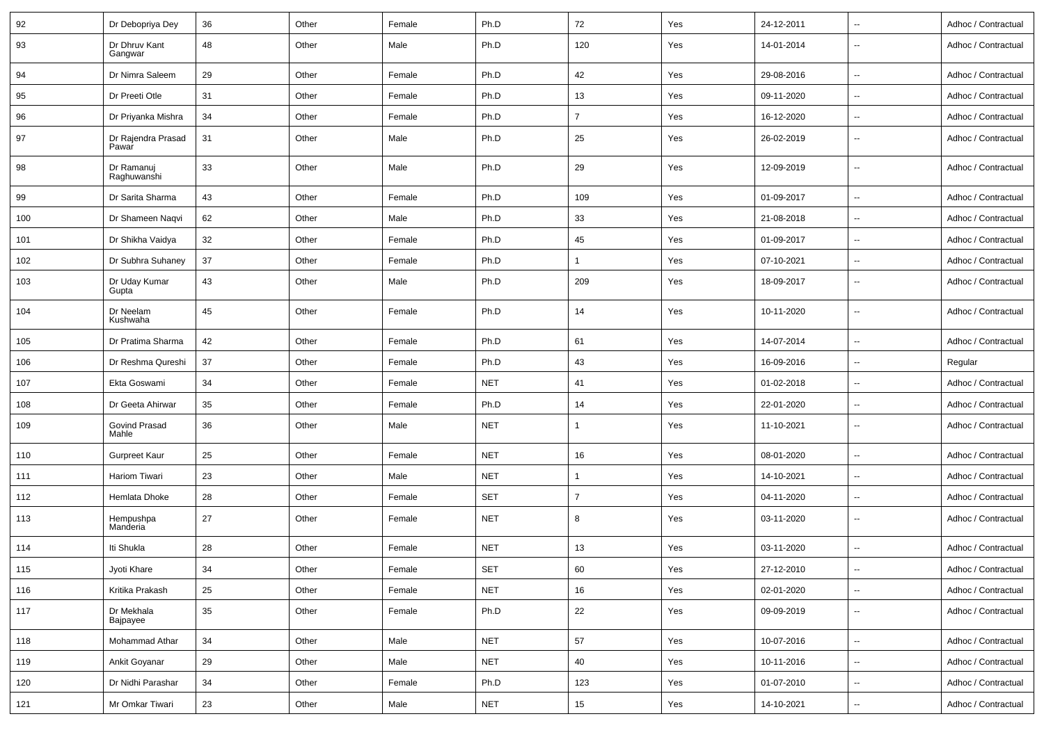| 92 | Dr Debopriya Dey | 36 | Other | Female | Ph.D | 72 | Yes | 24-12-2011 | -- | Adhoc / Contractual |
|---|---|---|---|---|---|---|---|---|---|---|
| 93 | Dr Dhruv Kant Gangwar | 48 | Other | Male | Ph.D | 120 | Yes | 14-01-2014 | -- | Adhoc / Contractual |
| 94 | Dr Nimra Saleem | 29 | Other | Female | Ph.D | 42 | Yes | 29-08-2016 | -- | Adhoc / Contractual |
| 95 | Dr Preeti Otle | 31 | Other | Female | Ph.D | 13 | Yes | 09-11-2020 | -- | Adhoc / Contractual |
| 96 | Dr Priyanka Mishra | 34 | Other | Female | Ph.D | 7 | Yes | 16-12-2020 | -- | Adhoc / Contractual |
| 97 | Dr Rajendra Prasad Pawar | 31 | Other | Male | Ph.D | 25 | Yes | 26-02-2019 | -- | Adhoc / Contractual |
| 98 | Dr Ramanuj Raghuwanshi | 33 | Other | Male | Ph.D | 29 | Yes | 12-09-2019 | -- | Adhoc / Contractual |
| 99 | Dr Sarita Sharma | 43 | Other | Female | Ph.D | 109 | Yes | 01-09-2017 | -- | Adhoc / Contractual |
| 100 | Dr Shameen Naqvi | 62 | Other | Male | Ph.D | 33 | Yes | 21-08-2018 | -- | Adhoc / Contractual |
| 101 | Dr Shikha Vaidya | 32 | Other | Female | Ph.D | 45 | Yes | 01-09-2017 | -- | Adhoc / Contractual |
| 102 | Dr Subhra Suhaney | 37 | Other | Female | Ph.D | 1 | Yes | 07-10-2021 | -- | Adhoc / Contractual |
| 103 | Dr Uday Kumar Gupta | 43 | Other | Male | Ph.D | 209 | Yes | 18-09-2017 | -- | Adhoc / Contractual |
| 104 | Dr Neelam Kushwaha | 45 | Other | Female | Ph.D | 14 | Yes | 10-11-2020 | -- | Adhoc / Contractual |
| 105 | Dr Pratima Sharma | 42 | Other | Female | Ph.D | 61 | Yes | 14-07-2014 | -- | Adhoc / Contractual |
| 106 | Dr Reshma Qureshi | 37 | Other | Female | Ph.D | 43 | Yes | 16-09-2016 | -- | Regular |
| 107 | Ekta Goswami | 34 | Other | Female | NET | 41 | Yes | 01-02-2018 | -- | Adhoc / Contractual |
| 108 | Dr Geeta Ahirwar | 35 | Other | Female | Ph.D | 14 | Yes | 22-01-2020 | -- | Adhoc / Contractual |
| 109 | Govind Prasad Mahle | 36 | Other | Male | NET | 1 | Yes | 11-10-2021 | -- | Adhoc / Contractual |
| 110 | Gurpreet Kaur | 25 | Other | Female | NET | 16 | Yes | 08-01-2020 | -- | Adhoc / Contractual |
| 111 | Hariom Tiwari | 23 | Other | Male | NET | 1 | Yes | 14-10-2021 | -- | Adhoc / Contractual |
| 112 | Hemlata Dhoke | 28 | Other | Female | SET | 7 | Yes | 04-11-2020 | -- | Adhoc / Contractual |
| 113 | Hempushpa Manderia | 27 | Other | Female | NET | 8 | Yes | 03-11-2020 | -- | Adhoc / Contractual |
| 114 | Iti Shukla | 28 | Other | Female | NET | 13 | Yes | 03-11-2020 | -- | Adhoc / Contractual |
| 115 | Jyoti Khare | 34 | Other | Female | SET | 60 | Yes | 27-12-2010 | -- | Adhoc / Contractual |
| 116 | Kritika Prakash | 25 | Other | Female | NET | 16 | Yes | 02-01-2020 | -- | Adhoc / Contractual |
| 117 | Dr Mekhala Bajpayee | 35 | Other | Female | Ph.D | 22 | Yes | 09-09-2019 | -- | Adhoc / Contractual |
| 118 | Mohammad Athar | 34 | Other | Male | NET | 57 | Yes | 10-07-2016 | -- | Adhoc / Contractual |
| 119 | Ankit Goyanar | 29 | Other | Male | NET | 40 | Yes | 10-11-2016 | -- | Adhoc / Contractual |
| 120 | Dr Nidhi Parashar | 34 | Other | Female | Ph.D | 123 | Yes | 01-07-2010 | -- | Adhoc / Contractual |
| 121 | Mr Omkar Tiwari | 23 | Other | Male | NET | 15 | Yes | 14-10-2021 | -- | Adhoc / Contractual |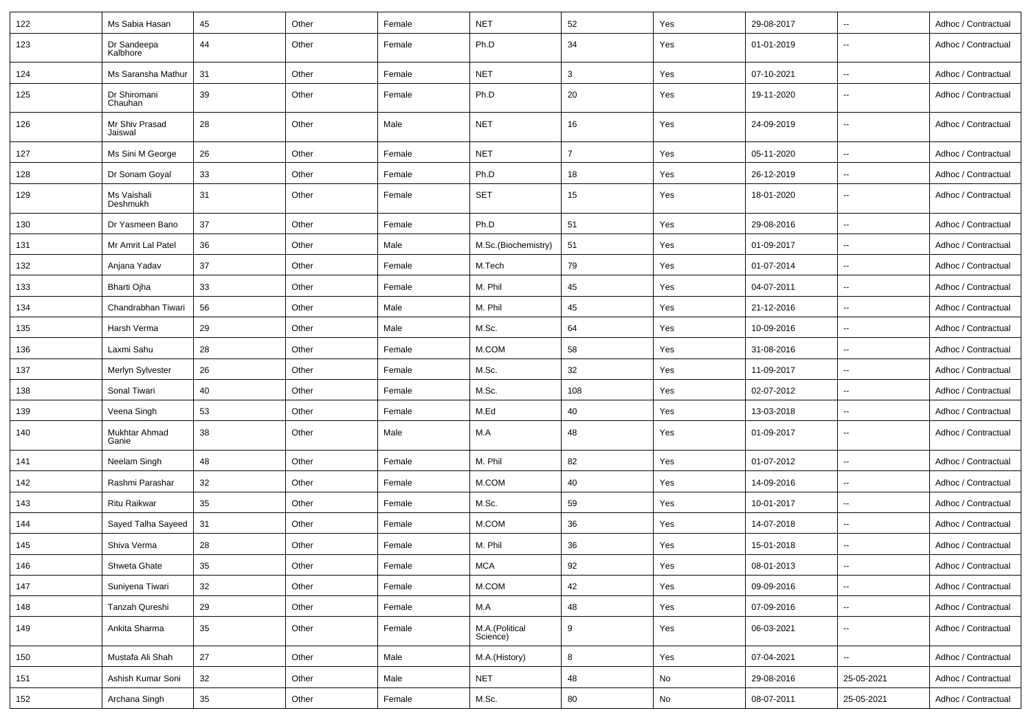| | | | | | | | | | | |
|---|---|---|---|---|---|---|---|---|---|---|
| 122 | Ms Sabia Hasan | 45 | Other | Female | NET | 52 | Yes | 29-08-2017 | -- | Adhoc / Contractual |
| 123 | Dr Sandeepa Kalbhore | 44 | Other | Female | Ph.D | 34 | Yes | 01-01-2019 | -- | Adhoc / Contractual |
| 124 | Ms Saransha Mathur | 31 | Other | Female | NET | 3 | Yes | 07-10-2021 | -- | Adhoc / Contractual |
| 125 | Dr Shiromani Chauhan | 39 | Other | Female | Ph.D | 20 | Yes | 19-11-2020 | -- | Adhoc / Contractual |
| 126 | Mr Shiv Prasad Jaiswal | 28 | Other | Male | NET | 16 | Yes | 24-09-2019 | -- | Adhoc / Contractual |
| 127 | Ms Sini M George | 26 | Other | Female | NET | 7 | Yes | 05-11-2020 | -- | Adhoc / Contractual |
| 128 | Dr Sonam Goyal | 33 | Other | Female | Ph.D | 18 | Yes | 26-12-2019 | -- | Adhoc / Contractual |
| 129 | Ms Vaishali Deshmukh | 31 | Other | Female | SET | 15 | Yes | 18-01-2020 | -- | Adhoc / Contractual |
| 130 | Dr Yasmeen Bano | 37 | Other | Female | Ph.D | 51 | Yes | 29-08-2016 | -- | Adhoc / Contractual |
| 131 | Mr Amrit Lal Patel | 36 | Other | Male | M.Sc.(Biochemistry) | 51 | Yes | 01-09-2017 | -- | Adhoc / Contractual |
| 132 | Anjana Yadav | 37 | Other | Female | M.Tech | 79 | Yes | 01-07-2014 | -- | Adhoc / Contractual |
| 133 | Bharti Ojha | 33 | Other | Female | M. Phil | 45 | Yes | 04-07-2011 | -- | Adhoc / Contractual |
| 134 | Chandrabhan Tiwari | 56 | Other | Male | M. Phil | 45 | Yes | 21-12-2016 | -- | Adhoc / Contractual |
| 135 | Harsh Verma | 29 | Other | Male | M.Sc. | 64 | Yes | 10-09-2016 | -- | Adhoc / Contractual |
| 136 | Laxmi Sahu | 28 | Other | Female | M.COM | 58 | Yes | 31-08-2016 | -- | Adhoc / Contractual |
| 137 | Merlyn Sylvester | 26 | Other | Female | M.Sc. | 32 | Yes | 11-09-2017 | -- | Adhoc / Contractual |
| 138 | Sonal Tiwari | 40 | Other | Female | M.Sc. | 108 | Yes | 02-07-2012 | -- | Adhoc / Contractual |
| 139 | Veena Singh | 53 | Other | Female | M.Ed | 40 | Yes | 13-03-2018 | -- | Adhoc / Contractual |
| 140 | Mukhtar Ahmad Ganie | 38 | Other | Male | M.A | 48 | Yes | 01-09-2017 | -- | Adhoc / Contractual |
| 141 | Neelam Singh | 48 | Other | Female | M. Phil | 82 | Yes | 01-07-2012 | -- | Adhoc / Contractual |
| 142 | Rashmi Parashar | 32 | Other | Female | M.COM | 40 | Yes | 14-09-2016 | -- | Adhoc / Contractual |
| 143 | Ritu Raikwar | 35 | Other | Female | M.Sc. | 59 | Yes | 10-01-2017 | -- | Adhoc / Contractual |
| 144 | Sayed Talha Sayeed | 31 | Other | Female | M.COM | 36 | Yes | 14-07-2018 | -- | Adhoc / Contractual |
| 145 | Shiva Verma | 28 | Other | Female | M. Phil | 36 | Yes | 15-01-2018 | -- | Adhoc / Contractual |
| 146 | Shweta Ghate | 35 | Other | Female | MCA | 92 | Yes | 08-01-2013 | -- | Adhoc / Contractual |
| 147 | Suniyena Tiwari | 32 | Other | Female | M.COM | 42 | Yes | 09-09-2016 | -- | Adhoc / Contractual |
| 148 | Tanzah Qureshi | 29 | Other | Female | M.A | 48 | Yes | 07-09-2016 | -- | Adhoc / Contractual |
| 149 | Ankita Sharma | 35 | Other | Female | M.A.(Political Science) | 9 | Yes | 06-03-2021 | -- | Adhoc / Contractual |
| 150 | Mustafa Ali Shah | 27 | Other | Male | M.A.(History) | 8 | Yes | 07-04-2021 | -- | Adhoc / Contractual |
| 151 | Ashish Kumar Soni | 32 | Other | Male | NET | 48 | No | 29-08-2016 | 25-05-2021 | Adhoc / Contractual |
| 152 | Archana Singh | 35 | Other | Female | M.Sc. | 80 | No | 08-07-2011 | 25-05-2021 | Adhoc / Contractual |